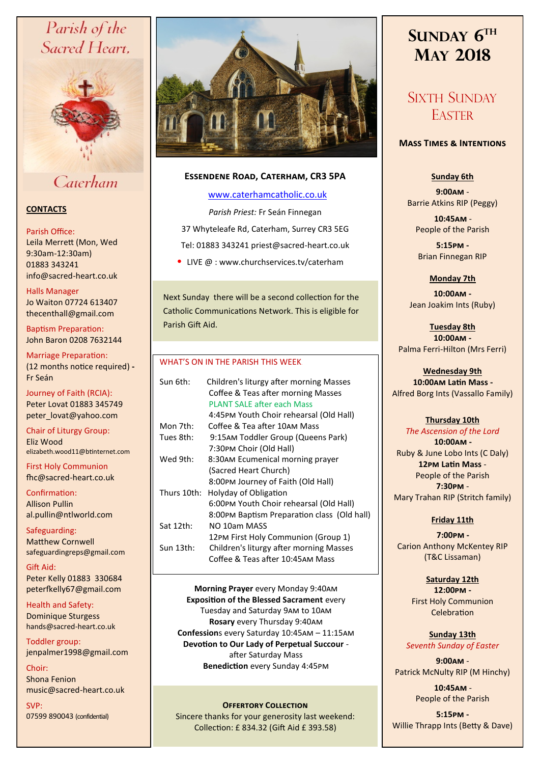# Parish of the Sacred Heart, Caterham

## CONTACTS

Parish Office:
Leila Merrett (Mon, Wed 9:30am-12:30am)
01883 343241
info@sacred-heart.co.uk

Halls Manager
Jo Waiton 07724 613407
thecenthall@gmail.com

Baptism Preparation:
John Baron 0208 7632144

Marriage Preparation:
(12 months notice required) - Fr Seán

Journey of Faith (RCIA):
Peter Lovat 01883 345749
peter_lovat@yahoo.com

Chair of Liturgy Group:
Eliz Wood
elizabeth.wood11@btinternet.com

First Holy Communion
fhc@sacred-heart.co.uk

Confirmation:
Allison Pullin
al.pullin@ntlworld.com

Safeguarding:
Matthew Cornwell
safeguardingreps@gmail.com

Gift Aid:
Peter Kelly 01883 330684
peterfkelly67@gmail.com

Health and Safety:
Dominique Sturgess
hands@sacred-heart.co.uk

Toddler group:
jenpalmer1998@gmail.com

Choir:
Shona Fenion
music@sacred-heart.co.uk

SVP:
07599 890043 (confidential)

## Essendene Road, Caterham, CR3 5PA

www.caterhamcatholic.co.uk

*Parish Priest:* Fr Seán Finnegan

37 Whyteleafe Rd, Caterham, Surrey CR3 5EG

Tel: 01883 343241 priest@sacred-heart.co.uk

- LIVE @ : www.churchservices.tv/caterham

Next Sunday there will be a second collection for the Catholic Communications Network. This is eligible for Parish Gift Aid.

### WHAT'S ON IN THE PARISH THIS WEEK

| | |
|---|---|
| Sun 6th: | Children's liturgy after morning Masses |
| | Coffee & Teas after morning Masses |
| | PLANT SALE after each Mass |
| | 4:45PM Youth Choir rehearsal (Old Hall) |
| Mon 7th: | Coffee & Tea after 10AM Mass |
| Tues 8th: | 9:15AM Toddler Group (Queens Park) |
| | 7:30PM Choir (Old Hall) |
| Wed 9th: | 8:30AM Ecumenical morning prayer (Sacred Heart Church) |
| | 8:00PM Journey of Faith (Old Hall) |
| Thurs 10th: | Holyday of Obligation |
| | 6:00PM Youth Choir rehearsal (Old Hall) |
| | 8:00PM Baptism Preparation class (Old hall) |
| Sat 12th: | NO 10am MASS |
| | 12PM First Holy Communion (Group 1) |
| Sun 13th: | Children's liturgy after morning Masses |
| | Coffee & Teas after 10:45AM Mass |

**Morning Prayer** every Monday 9:40AM
**Exposition of the Blessed Sacrament** every Tuesday and Saturday 9AM to 10AM
**Rosary** every Thursday 9:40AM
**Confessions** every Saturday 10:45AM – 11:15AM
**Devotion to Our Lady of Perpetual Succour** - after Saturday Mass
**Benediction** every Sunday 4:45PM

### Offertory Collection

Sincere thanks for your generosity last weekend:
Collection: £ 834.32 (Gift Aid £ 393.58)

# Sunday 6th May 2018

## Sixth Sunday Easter

### Mass Times & Intentions

**Sunday 6th**

**9:00AM** - Barrie Atkins RIP (Peggy)

**10:45AM** - People of the Parish

**5:15PM** - Brian Finnegan RIP

**Monday 7th**

**10:00AM** - Jean Joakim Ints (Ruby)

**Tuesday 8th**

**10:00AM** - Palma Ferri-Hilton (Mrs Ferri)

**Wednesday 9th**

**10:00AM Latin Mass** - Alfred Borg Ints (Vassallo Family)

**Thursday 10th**

*The Ascension of the Lord*

**10:00AM** - Ruby & June Lobo Ints (C Daly)

**12PM Latin Mass** - People of the Parish

**7:30PM** - Mary Trahan RIP (Stritch family)

**Friday 11th**

**7:00PM** - Carion Anthony McKentey RIP (T&C Lissaman)

**Saturday 12th**

**12:00PM** - First Holy Communion Celebration

**Sunday 13th**

*Seventh Sunday of Easter*

**9:00AM** - Patrick McNulty RIP (M Hinchy)

**10:45AM** - People of the Parish

**5:15PM** - Willie Thrapp Ints (Betty & Dave)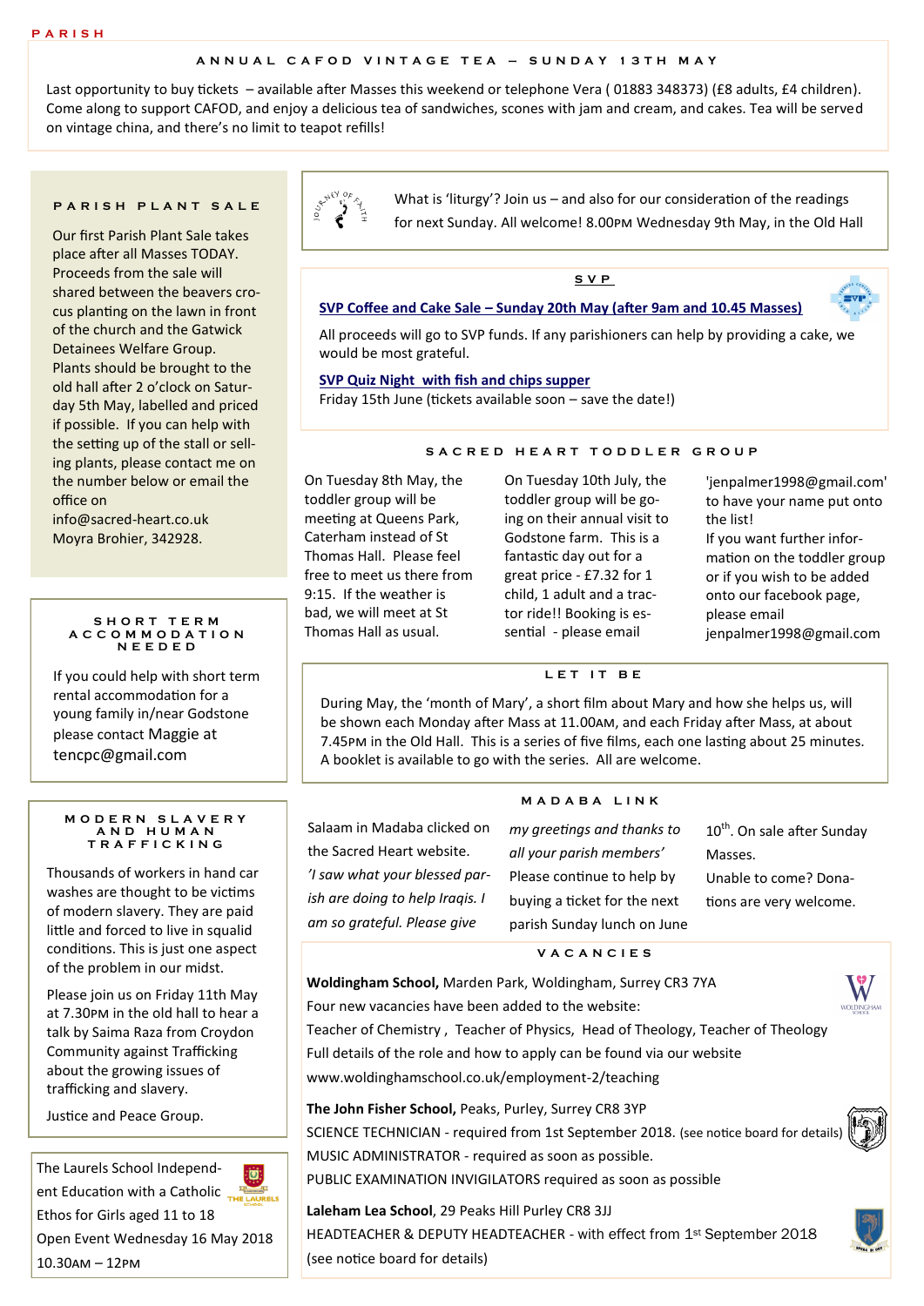PARISH

## ANNUAL CAFOD VINTAGE TEA – SUNDAY 13TH MAY

Last opportunity to buy tickets – available after Masses this weekend or telephone Vera ( 01883 348373) (£8 adults, £4 children). Come along to support CAFOD, and enjoy a delicious tea of sandwiches, scones with jam and cream, and cakes. Tea will be served on vintage china, and there's no limit to teapot refills!

## PARISH PLANT SALE

Our first Parish Plant Sale takes place after all Masses TODAY. Proceeds from the sale will be shared between the beavers crocus planting on the lawn in front of the church and the Gatwick Detainees Welfare Group. Plants should be brought to the old hall after 2 o'clock on Saturday 5th May, labelled and priced if possible. If you can help with the setting up of the stall or selling plants, please contact me on the number below or email the office on info@sacred-heart.co.uk
Moyra Brohier, 342928.

## SHORT TERM ACCOMMODATION NEEDED

If you could help with short term rental accommodation for a young family in/near Godstone please contact Maggie at tencpc@gmail.com

## MODERN SLAVERY AND HUMAN TRAFFICKING

Thousands of workers in hand car washes are thought to be victims of modern slavery. They are paid little and forced to live in squalid conditions. This is just one aspect of the problem in our midst.

Please join us on Friday 11th May at 7.30PM in the old hall to hear a talk by Saima Raza from Croydon Community against Trafficking about the growing issues of trafficking and slavery.

Justice and Peace Group.

The Laurels School Independent Education with a Catholic Ethos for Girls aged 11 to 18
Open Event Wednesday 16 May 2018
10.30AM – 12PM

JOURNEY OF FAITH

What is 'liturgy'? Join us – and also for our consideration of the readings for next Sunday. All welcome! 8.00PM Wednesday 9th May, in the Old Hall

## SVP

**SVP Coffee and Cake Sale – Sunday 20th May (after 9am and 10.45 Masses)**

All proceeds will go to SVP funds. If any parishioners can help by providing a cake, we would be most grateful.

**SVP Quiz Night with fish and chips supper**
Friday 15th June (tickets available soon – save the date!)

## SACRED HEART TODDLER GROUP

On Tuesday 8th May, the toddler group will be meeting at Queens Park, Caterham instead of St Thomas Hall. Please feel free to meet us there from 9:15. If the weather is bad, we will meet at St Thomas Hall as usual.

On Tuesday 10th July, the toddler group will be going on their annual visit to Godstone farm. This is a fantastic day out for a great price - £7.32 for 1 child, 1 adult and a tractor ride!! Booking is essential - please email 'jenpalmer1998@gmail.com' to have your name put onto the list!

If you want further information on the toddler group or if you wish to be added onto our facebook page, please email jenpalmer1998@gmail.com

## LET IT BE

During May, the 'month of Mary', a short film about Mary and how she helps us, will be shown each Monday after Mass at 11.00AM, and each Friday after Mass, at about 7.45PM in the Old Hall. This is a series of five films, each one lasting about 25 minutes. A booklet is available to go with the series. All are welcome.

## MADABA LINK

Salaam in Madaba clicked on the Sacred Heart website. *'I saw what your blessed parish are doing to help Iraqis. I am so grateful. Please give my greetings and thanks to all your parish members'*
Please continue to help by buying a ticket for the next parish Sunday lunch on June 10th. On sale after Sunday Masses.
Unable to come? Donations are very welcome.

## VACANCIES

**Woldingham School,** Marden Park, Woldingham, Surrey CR3 7YA
Four new vacancies have been added to the website:
Teacher of Chemistry , Teacher of Physics, Head of Theology, Teacher of Theology
Full details of the role and how to apply can be found via our website
www.woldinghamschool.co.uk/employment-2/teaching

**The John Fisher School,** Peaks, Purley, Surrey CR8 3YP
SCIENCE TECHNICIAN - required from 1st September 2018. (see notice board for details)
MUSIC ADMINISTRATOR - required as soon as possible.
PUBLIC EXAMINATION INVIGILATORS required as soon as possible

**Laleham Lea School**, 29 Peaks Hill Purley CR8 3JJ
HEADTEACHER & DEPUTY HEADTEACHER - with effect from 1st September 2018
(see notice board for details)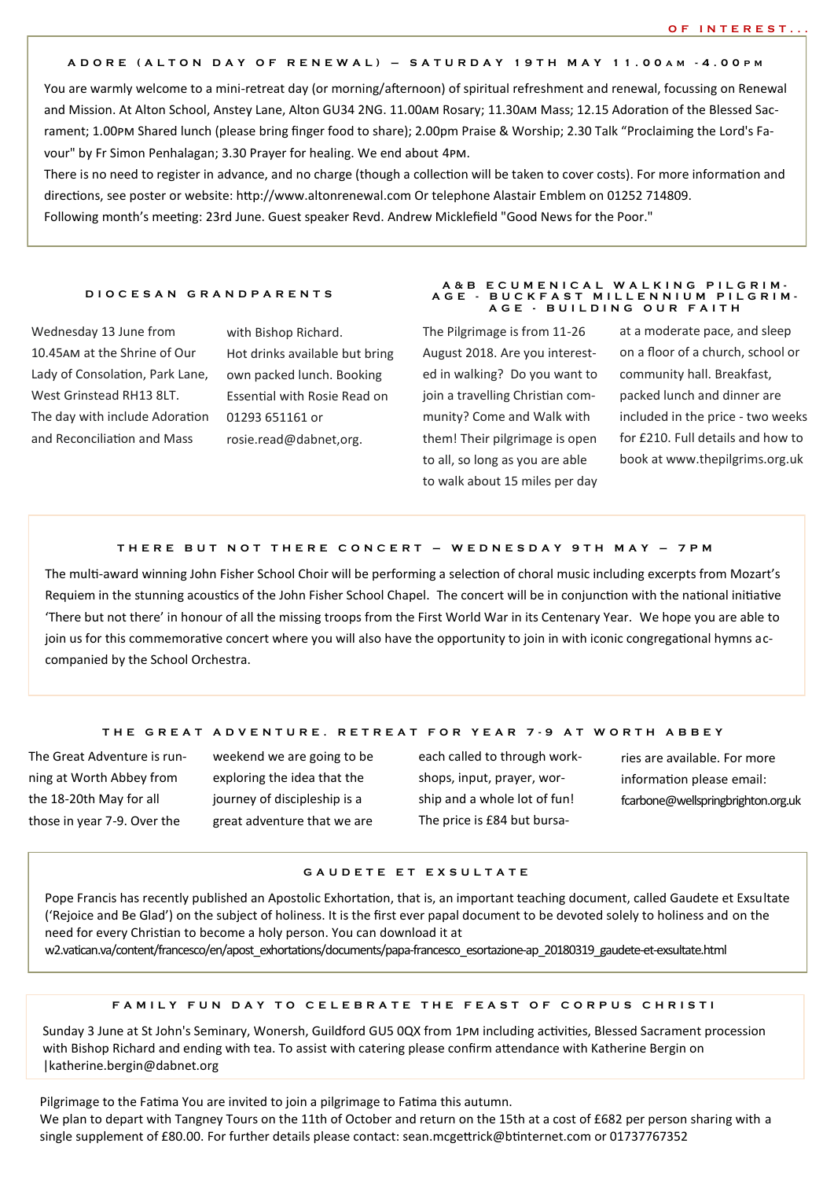## ADORE (ALTON DAY OF RENEWAL) – SATURDAY 19TH MAY 11.00AM -4.00PM

You are warmly welcome to a mini-retreat day (or morning/afternoon) of spiritual refreshment and renewal, focussing on Renewal and Mission. At Alton School, Anstey Lane, Alton GU34 2NG. 11.00AM Rosary; 11.30AM Mass; 12.15 Adoration of the Blessed Sacrament; 1.00PM Shared lunch (please bring finger food to share); 2.00pm Praise & Worship; 2.30 Talk "Proclaiming the Lord's Favour" by Fr Simon Penhalagan; 3.30 Prayer for healing. We end about 4PM.

There is no need to register in advance, and no charge (though a collection will be taken to cover costs). For more information and directions, see poster or website: http://www.altonrenewal.com Or telephone Alastair Emblem on 01252 714809.

Following month's meeting: 23rd June. Guest speaker Revd. Andrew Micklefield "Good News for the Poor."

## DIOCESAN GRANDPARENTS

Wednesday 13 June from 10.45AM at the Shrine of Our Lady of Consolation, Park Lane, West Grinstead RH13 8LT. The day with include Adoration and Reconciliation and Mass with Bishop Richard. Hot drinks available but bring own packed lunch. Booking Essential with Rosie Read on 01293 651161 or rosie.read@dabnet,org.

## A&B ECUMENICAL WALKING PILGRIMAGE - BUCKFAST MILLENNIUM PILGRIMAGE - BUILDING OUR FAITH

The Pilgrimage is from 11-26 August 2018. Are you interested in walking? Do you want to join a travelling Christian community? Come and Walk with them! Their pilgrimage is open to all, so long as you are able to walk about 15 miles per day at a moderate pace, and sleep on a floor of a church, school or community hall. Breakfast, packed lunch and dinner are included in the price - two weeks for £210. Full details and how to book at www.thepilgrims.org.uk

## THERE BUT NOT THERE CONCERT – WEDNESDAY 9TH MAY – 7PM

The multi-award winning John Fisher School Choir will be performing a selection of choral music including excerpts from Mozart's Requiem in the stunning acoustics of the John Fisher School Chapel. The concert will be in conjunction with the national initiative 'There but not there' in honour of all the missing troops from the First World War in its Centenary Year. We hope you are able to join us for this commemorative concert where you will also have the opportunity to join in with iconic congregational hymns accompanied by the School Orchestra.

## THE GREAT ADVENTURE. RETREAT FOR YEAR 7-9 AT WORTH ABBEY

The Great Adventure is running at Worth Abbey from the 18-20th May for all those in year 7-9. Over the weekend we are going to be exploring the idea that the journey of discipleship is a great adventure that we are each called to through workshops, input, prayer, worship and a whole lot of fun! The price is £84 but bursaries are available. For more information please email: fcarbone@wellspringbrighton.org.uk

## GAUDETE ET EXSULTATE

Pope Francis has recently published an Apostolic Exhortation, that is, an important teaching document, called Gaudete et Exsultate ('Rejoice and Be Glad') on the subject of holiness. It is the first ever papal document to be devoted solely to holiness and on the need for every Christian to become a holy person. You can download it at w2.vatican.va/content/francesco/en/apost_exhortations/documents/papa-francesco_esortazione-ap_20180319_gaudete-et-exsultate.html

## FAMILY FUN DAY TO CELEBRATE THE FEAST OF CORPUS CHRISTI

Sunday 3 June at St John's Seminary, Wonersh, Guildford GU5 0QX from 1PM including activities, Blessed Sacrament procession with Bishop Richard and ending with tea. To assist with catering please confirm attendance with Katherine Bergin on |katherine.bergin@dabnet.org

Pilgrimage to the Fatima You are invited to join a pilgrimage to Fatima this autumn.
We plan to depart with Tangney Tours on the 11th of October and return on the 15th at a cost of £682 per person sharing with a single supplement of £80.00. For further details please contact: sean.mcgettrick@btinternet.com or 01737767352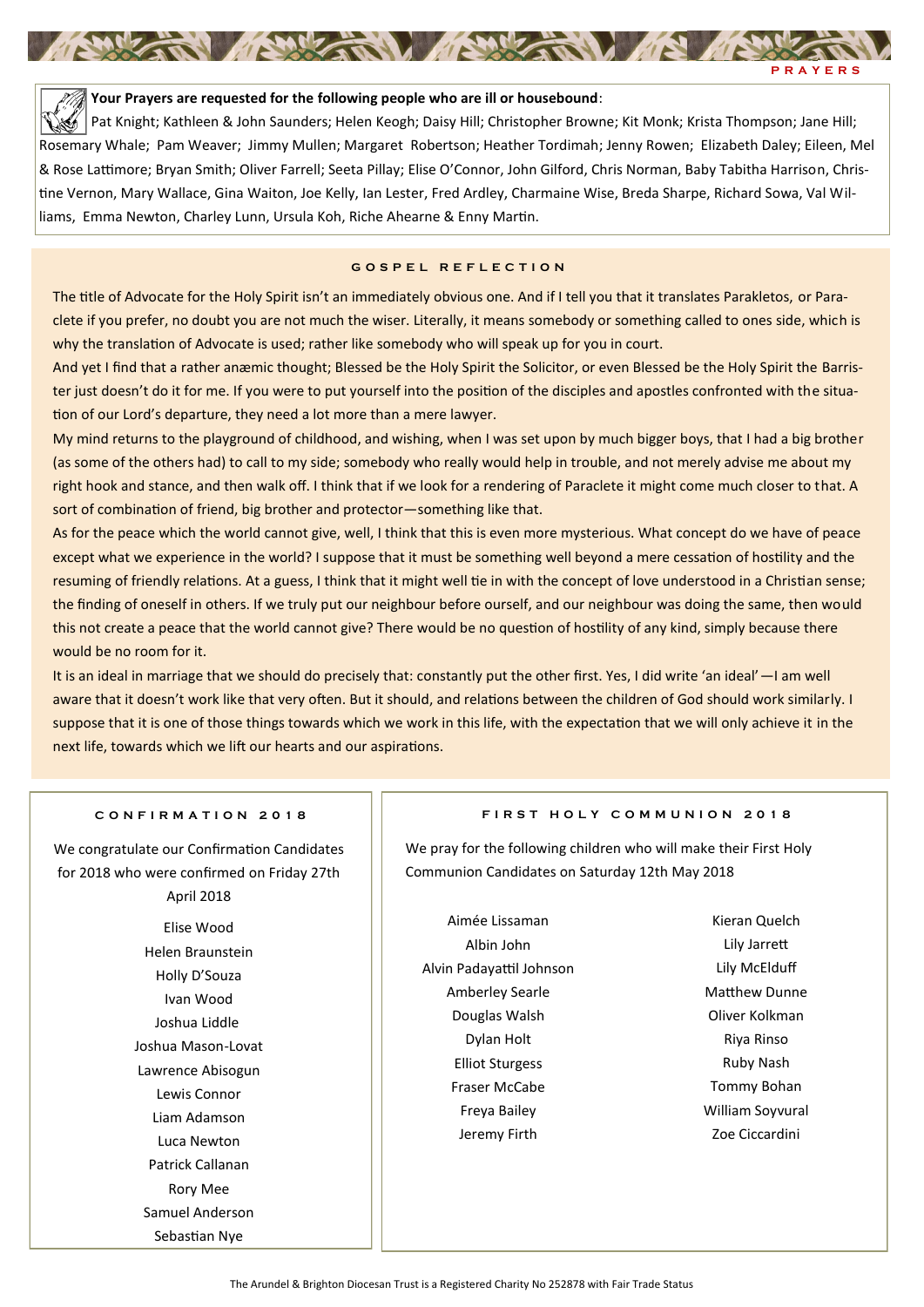## PRAYERS

**Your Prayers are requested for the following people who are ill or housebound**:

Pat Knight; Kathleen & John Saunders; Helen Keogh; Daisy Hill; Christopher Browne; Kit Monk; Krista Thompson; Jane Hill; Rosemary Whale; Pam Weaver; Jimmy Mullen; Margaret Robertson; Heather Tordimah; Jenny Rowen; Elizabeth Daley; Eileen, Mel & Rose Lattimore; Bryan Smith; Oliver Farrell; Seeta Pillay; Elise O'Connor, John Gilford, Chris Norman, Baby Tabitha Harrison, Christine Vernon, Mary Wallace, Gina Waiton, Joe Kelly, Ian Lester, Fred Ardley, Charmaine Wise, Breda Sharpe, Richard Sowa, Val Williams, Emma Newton, Charley Lunn, Ursula Koh, Riche Ahearne & Enny Martin.

## GOSPEL REFLECTION

The title of Advocate for the Holy Spirit isn't an immediately obvious one. And if I tell you that it translates Parakletos, or Paraclete if you prefer, no doubt you are not much the wiser. Literally, it means somebody or something called to ones side, which is why the translation of Advocate is used; rather like somebody who will speak up for you in court.

And yet I find that a rather anæmic thought; Blessed be the Holy Spirit the Solicitor, or even Blessed be the Holy Spirit the Barrister just doesn't do it for me. If you were to put yourself into the position of the disciples and apostles confronted with the situation of our Lord's departure, they need a lot more than a mere lawyer.

My mind returns to the playground of childhood, and wishing, when I was set upon by much bigger boys, that I had a big brother (as some of the others had) to call to my side; somebody who really would help in trouble, and not merely advise me about my right hook and stance, and then walk off. I think that if we look for a rendering of Paraclete it might come much closer to that. A sort of combination of friend, big brother and protector—something like that.

As for the peace which the world cannot give, well, I think that this is even more mysterious. What concept do we have of peace except what we experience in the world? I suppose that it must be something well beyond a mere cessation of hostility and the resuming of friendly relations. At a guess, I think that it might well tie in with the concept of love understood in a Christian sense; the finding of oneself in others. If we truly put our neighbour before ourself, and our neighbour was doing the same, then would this not create a peace that the world cannot give? There would be no question of hostility of any kind, simply because there would be no room for it.

It is an ideal in marriage that we should do precisely that: constantly put the other first. Yes, I did write 'an ideal' —I am well aware that it doesn't work like that very often. But it should, and relations between the children of God should work similarly. I suppose that it is one of those things towards which we work in this life, with the expectation that we will only achieve it in the next life, towards which we lift our hearts and our aspirations.

## CONFIRMATION 2018

We congratulate our Confirmation Candidates for 2018 who were confirmed on Friday 27th April 2018

Elise Wood
Helen Braunstein
Holly D'Souza
Ivan Wood
Joshua Liddle
Joshua Mason-Lovat
Lawrence Abisogun
Lewis Connor
Liam Adamson
Luca Newton
Patrick Callanan
Rory Mee
Samuel Anderson
Sebastian Nye

## FIRST HOLY COMMUNION 2018

We pray for the following children who will make their First Holy Communion Candidates on Saturday 12th May 2018

Aimée Lissaman
Albin John
Alvin Padayattil Johnson
Amberley Searle
Douglas Walsh
Dylan Holt
Elliot Sturgess
Fraser McCabe
Freya Bailey
Jeremy Firth
Kieran Quelch
Lily Jarrett
Lily McElduff
Matthew Dunne
Oliver Kolkman
Riya Rinso
Ruby Nash
Tommy Bohan
William Soyvural
Zoe Ciccardini

The Arundel & Brighton Diocesan Trust is a Registered Charity No 252878 with Fair Trade Status